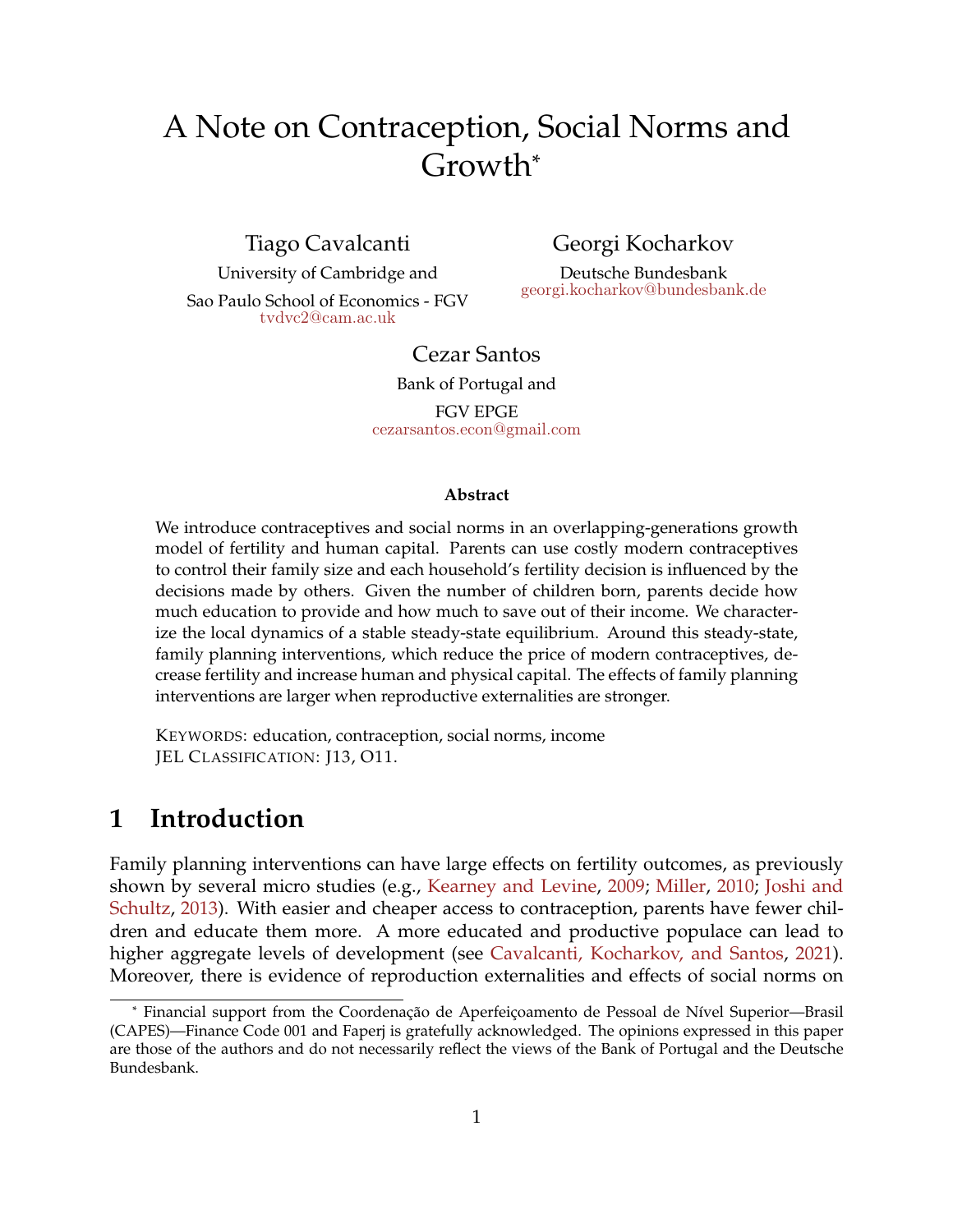# A Note on Contraception, Social Norms and Growth*

Tiago Cavalcanti
University of Cambridge and
Sao Paulo School of Economics - FGV
tvdvc2@cam.ac.uk

Georgi Kocharkov
Deutsche Bundesbank
georgi.kocharkov@bundesbank.de

Cezar Santos
Bank of Portugal and
FGV EPGE
cezarsantos.econ@gmail.com

### Abstract

We introduce contraceptives and social norms in an overlapping-generations growth model of fertility and human capital. Parents can use costly modern contraceptives to control their family size and each household's fertility decision is influenced by the decisions made by others. Given the number of children born, parents decide how much education to provide and how much to save out of their income. We characterize the local dynamics of a stable steady-state equilibrium. Around this steady-state, family planning interventions, which reduce the price of modern contraceptives, decrease fertility and increase human and physical capital. The effects of family planning interventions are larger when reproductive externalities are stronger.

KEYWORDS: education, contraception, social norms, income
JEL CLASSIFICATION: J13, O11.

## 1 Introduction

Family planning interventions can have large effects on fertility outcomes, as previously shown by several micro studies (e.g., Kearney and Levine, 2009; Miller, 2010; Joshi and Schultz, 2013). With easier and cheaper access to contraception, parents have fewer children and educate them more. A more educated and productive populace can lead to higher aggregate levels of development (see Cavalcanti, Kocharkov, and Santos, 2021). Moreover, there is evidence of reproduction externalities and effects of social norms on

---

* Financial support from the Coordenação de Aperfeiçoamento de Pessoal de Nível Superior—Brasil (CAPES)—Finance Code 001 and Faperj is gratefully acknowledged. The opinions expressed in this paper are those of the authors and do not necessarily reflect the views of the Bank of Portugal and the Deutsche Bundesbank.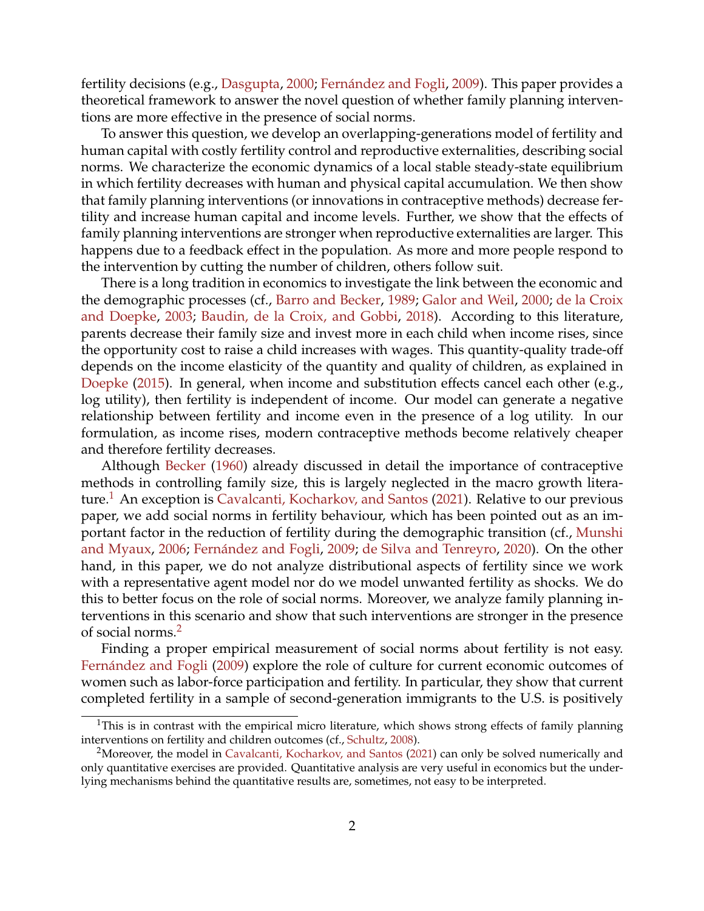fertility decisions (e.g., Dasgupta, 2000; Fernández and Fogli, 2009). This paper provides a theoretical framework to answer the novel question of whether family planning interventions are more effective in the presence of social norms.

To answer this question, we develop an overlapping-generations model of fertility and human capital with costly fertility control and reproductive externalities, describing social norms. We characterize the economic dynamics of a local stable steady-state equilibrium in which fertility decreases with human and physical capital accumulation. We then show that family planning interventions (or innovations in contraceptive methods) decrease fertility and increase human capital and income levels. Further, we show that the effects of family planning interventions are stronger when reproductive externalities are larger. This happens due to a feedback effect in the population. As more and more people respond to the intervention by cutting the number of children, others follow suit.

There is a long tradition in economics to investigate the link between the economic and the demographic processes (cf., Barro and Becker, 1989; Galor and Weil, 2000; de la Croix and Doepke, 2003; Baudin, de la Croix, and Gobbi, 2018). According to this literature, parents decrease their family size and invest more in each child when income rises, since the opportunity cost to raise a child increases with wages. This quantity-quality trade-off depends on the income elasticity of the quantity and quality of children, as explained in Doepke (2015). In general, when income and substitution effects cancel each other (e.g., log utility), then fertility is independent of income. Our model can generate a negative relationship between fertility and income even in the presence of a log utility. In our formulation, as income rises, modern contraceptive methods become relatively cheaper and therefore fertility decreases.

Although Becker (1960) already discussed in detail the importance of contraceptive methods in controlling family size, this is largely neglected in the macro growth literature.[1] An exception is Cavalcanti, Kocharkov, and Santos (2021). Relative to our previous paper, we add social norms in fertility behaviour, which has been pointed out as an important factor in the reduction of fertility during the demographic transition (cf., Munshi and Myaux, 2006; Fernández and Fogli, 2009; de Silva and Tenreyro, 2020). On the other hand, in this paper, we do not analyze distributional aspects of fertility since we work with a representative agent model nor do we model unwanted fertility as shocks. We do this to better focus on the role of social norms. Moreover, we analyze family planning interventions in this scenario and show that such interventions are stronger in the presence of social norms.[2]

Finding a proper empirical measurement of social norms about fertility is not easy. Fernández and Fogli (2009) explore the role of culture for current economic outcomes of women such as labor-force participation and fertility. In particular, they show that current completed fertility in a sample of second-generation immigrants to the U.S. is positively

[1] This is in contrast with the empirical micro literature, which shows strong effects of family planning interventions on fertility and children outcomes (cf., Schultz, 2008).

[2] Moreover, the model in Cavalcanti, Kocharkov, and Santos (2021) can only be solved numerically and only quantitative exercises are provided. Quantitative analysis are very useful in economics but the underlying mechanisms behind the quantitative results are, sometimes, not easy to be interpreted.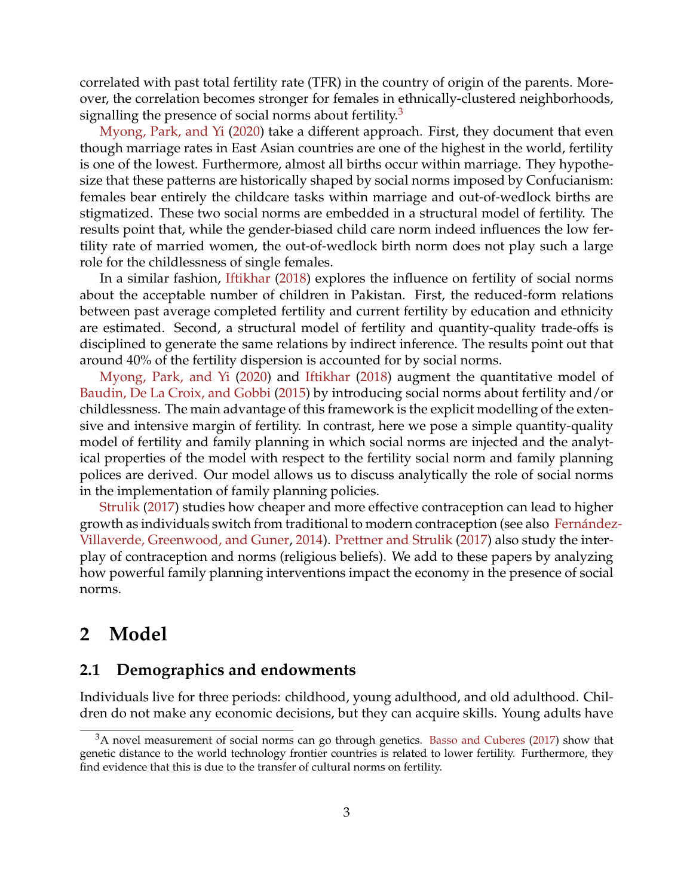correlated with past total fertility rate (TFR) in the country of origin of the parents. Moreover, the correlation becomes stronger for females in ethnically-clustered neighborhoods, signalling the presence of social norms about fertility.[3]

Myong, Park, and Yi (2020) take a different approach. First, they document that even though marriage rates in East Asian countries are one of the highest in the world, fertility is one of the lowest. Furthermore, almost all births occur within marriage. They hypothesize that these patterns are historically shaped by social norms imposed by Confucianism: females bear entirely the childcare tasks within marriage and out-of-wedlock births are stigmatized. These two social norms are embedded in a structural model of fertility. The results point that, while the gender-biased child care norm indeed influences the low fertility rate of married women, the out-of-wedlock birth norm does not play such a large role for the childlessness of single females.

In a similar fashion, Iftikhar (2018) explores the influence on fertility of social norms about the acceptable number of children in Pakistan. First, the reduced-form relations between past average completed fertility and current fertility by education and ethnicity are estimated. Second, a structural model of fertility and quantity-quality trade-offs is disciplined to generate the same relations by indirect inference. The results point out that around 40% of the fertility dispersion is accounted for by social norms.

Myong, Park, and Yi (2020) and Iftikhar (2018) augment the quantitative model of Baudin, De La Croix, and Gobbi (2015) by introducing social norms about fertility and/or childlessness. The main advantage of this framework is the explicit modelling of the extensive and intensive margin of fertility. In contrast, here we pose a simple quantity-quality model of fertility and family planning in which social norms are injected and the analytical properties of the model with respect to the fertility social norm and family planning polices are derived. Our model allows us to discuss analytically the role of social norms in the implementation of family planning policies.

Strulik (2017) studies how cheaper and more effective contraception can lead to higher growth as individuals switch from traditional to modern contraception (see also Fernández-Villaverde, Greenwood, and Guner, 2014). Prettner and Strulik (2017) also study the interplay of contraception and norms (religious beliefs). We add to these papers by analyzing how powerful family planning interventions impact the economy in the presence of social norms.

# 2 Model

## 2.1 Demographics and endowments

Individuals live for three periods: childhood, young adulthood, and old adulthood. Children do not make any economic decisions, but they can acquire skills. Young adults have

[3] A novel measurement of social norms can go through genetics. Basso and Cuberes (2017) show that genetic distance to the world technology frontier countries is related to lower fertility. Furthermore, they find evidence that this is due to the transfer of cultural norms on fertility.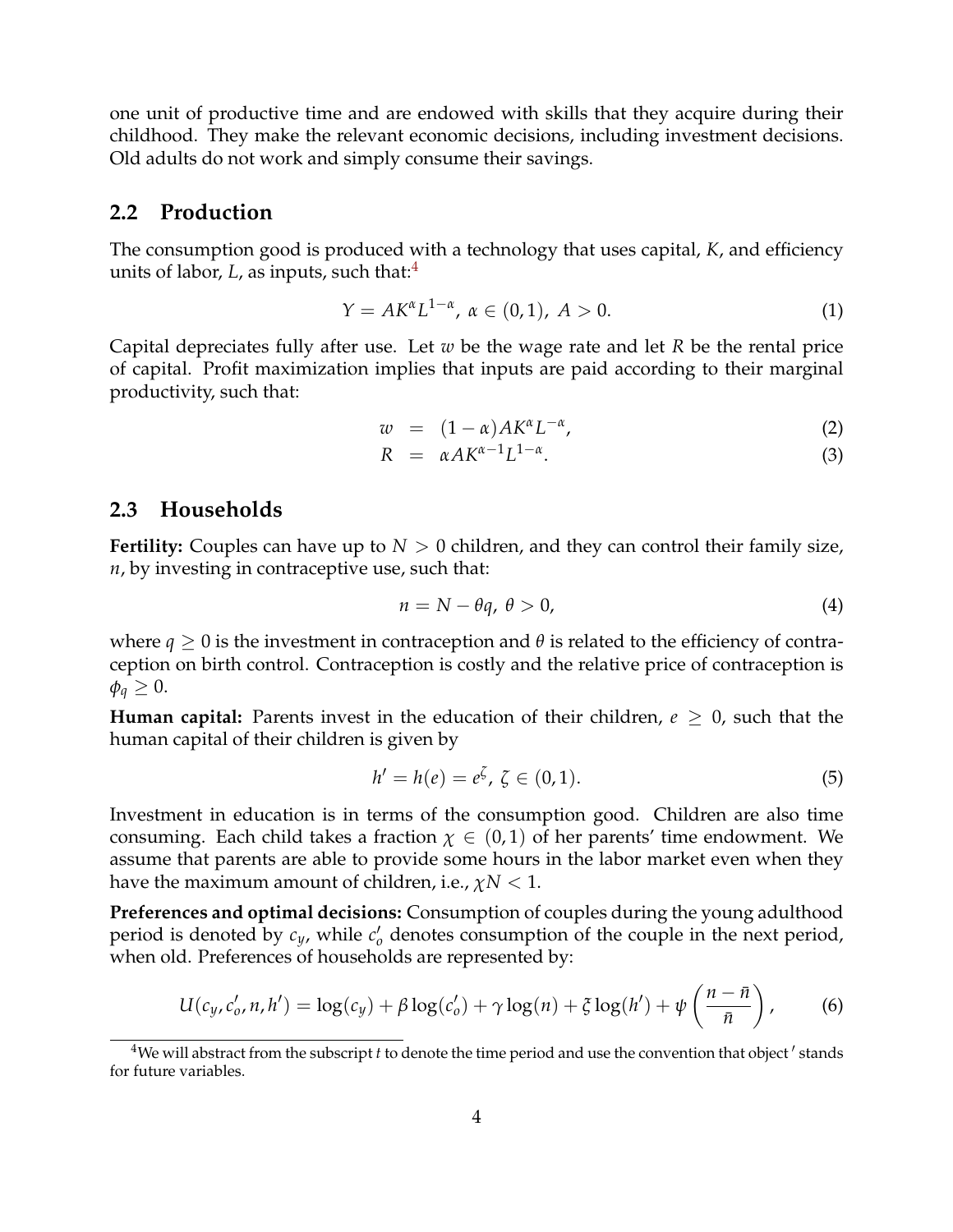one unit of productive time and are endowed with skills that they acquire during their childhood. They make the relevant economic decisions, including investment decisions. Old adults do not work and simply consume their savings.

## 2.2 Production

The consumption good is produced with a technology that uses capital, $K$, and efficiency units of labor, $L$, as inputs, such that:[4]

$$Y = AK^{\alpha}L^{1-\alpha},\ \alpha \in (0,1),\ A > 0. \tag{1}$$

Capital depreciates fully after use. Let $w$ be the wage rate and let $R$ be the rental price of capital. Profit maximization implies that inputs are paid according to their marginal productivity, such that:

$$w = (1-\alpha)AK^{\alpha}L^{-\alpha}, \tag{2}$$

$$R = \alpha AK^{\alpha-1}L^{1-\alpha}. \tag{3}$$

## 2.3 Households

**Fertility:** Couples can have up to $N > 0$ children, and they can control their family size, $n$, by investing in contraceptive use, such that:

$$n = N - \theta q,\ \theta > 0, \tag{4}$$

where $q \geq 0$ is the investment in contraception and $\theta$ is related to the efficiency of contraception on birth control. Contraception is costly and the relative price of contraception is $\phi_q \geq 0$.

**Human capital:** Parents invest in the education of their children, $e \geq 0$, such that the human capital of their children is given by

$$h' = h(e) = e^{\zeta},\ \zeta \in (0,1). \tag{5}$$

Investment in education is in terms of the consumption good. Children are also time consuming. Each child takes a fraction $\chi \in (0,1)$ of her parents' time endowment. We assume that parents are able to provide some hours in the labor market even when they have the maximum amount of children, i.e., $\chi N < 1$.

**Preferences and optimal decisions:** Consumption of couples during the young adulthood period is denoted by $c_y$, while $c_o'$ denotes consumption of the couple in the next period, when old. Preferences of households are represented by:

$$U(c_y, c_o', n, h') = \log(c_y) + \beta\log(c_o') + \gamma\log(n) + \xi\log(h') + \psi\left(\frac{n-\bar{n}}{\bar{n}}\right), \tag{6}$$

[4] We will abstract from the subscript $t$ to denote the time period and use the convention that object $'$ stands for future variables.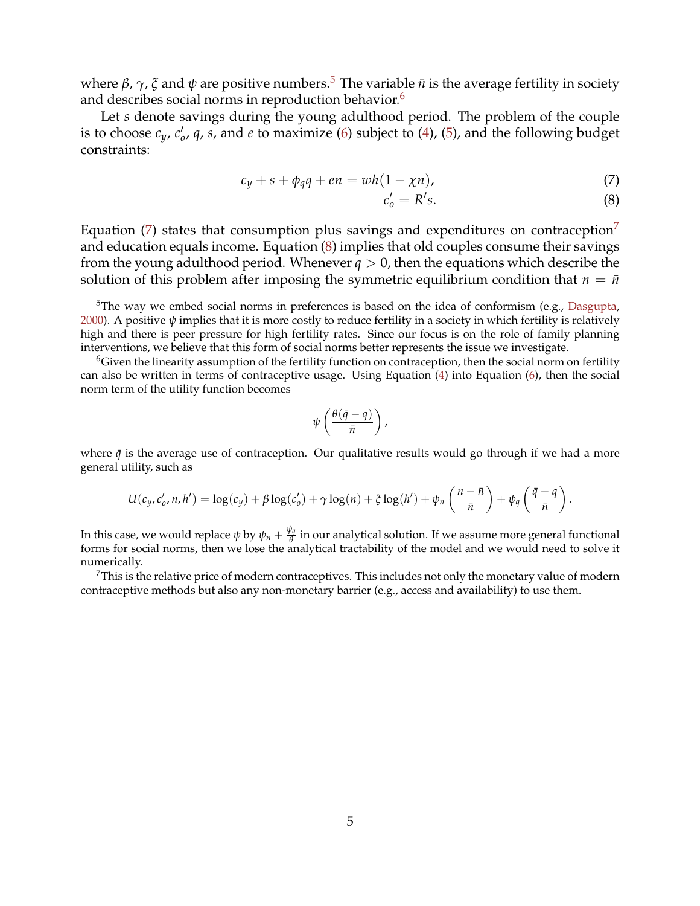where $\beta$, $\gamma$, $\xi$ and $\psi$ are positive numbers.[5] The variable $\bar{n}$ is the average fertility in society and describes social norms in reproduction behavior.[6]

Let $s$ denote savings during the young adulthood period. The problem of the couple is to choose $c_y$, $c'_o$, $q$, $s$, and $e$ to maximize (6) subject to (4), (5), and the following budget constraints:

$$c_y + s + \phi_q q + en = wh(1 - \chi n), \tag{7}$$

$$c'_o = R's. \tag{8}$$

Equation (7) states that consumption plus savings and expenditures on contraception[7] and education equals income. Equation (8) implies that old couples consume their savings from the young adulthood period. Whenever $q > 0$, then the equations which describe the solution of this problem after imposing the symmetric equilibrium condition that $n = \bar{n}$

---

[5]The way we embed social norms in preferences is based on the idea of conformism (e.g., Dasgupta, 2000). A positive $\psi$ implies that it is more costly to reduce fertility in a society in which fertility is relatively high and there is peer pressure for high fertility rates. Since our focus is on the role of family planning interventions, we believe that this form of social norms better represents the issue we investigate.

[6]Given the linearity assumption of the fertility function on contraception, then the social norm on fertility can also be written in terms of contraceptive usage. Using Equation (4) into Equation (6), then the social norm term of the utility function becomes

$$\psi\left(\frac{\theta(\bar{q} - q)}{\bar{n}}\right),$$

where $\bar{q}$ is the average use of contraception. Our qualitative results would go through if we had a more general utility, such as

$$U(c_y, c'_o, n, h') = \log(c_y) + \beta\log(c'_o) + \gamma\log(n) + \xi\log(h') + \psi_n\left(\frac{n - \bar{n}}{\bar{n}}\right) + \psi_q\left(\frac{\bar{q} - q}{\bar{n}}\right).$$

In this case, we would replace $\psi$ by $\psi_n + \frac{\psi_q}{\theta}$ in our analytical solution. If we assume more general functional forms for social norms, then we lose the analytical tractability of the model and we would need to solve it numerically.

[7]This is the relative price of modern contraceptives. This includes not only the monetary value of modern contraceptive methods but also any non-monetary barrier (e.g., access and availability) to use them.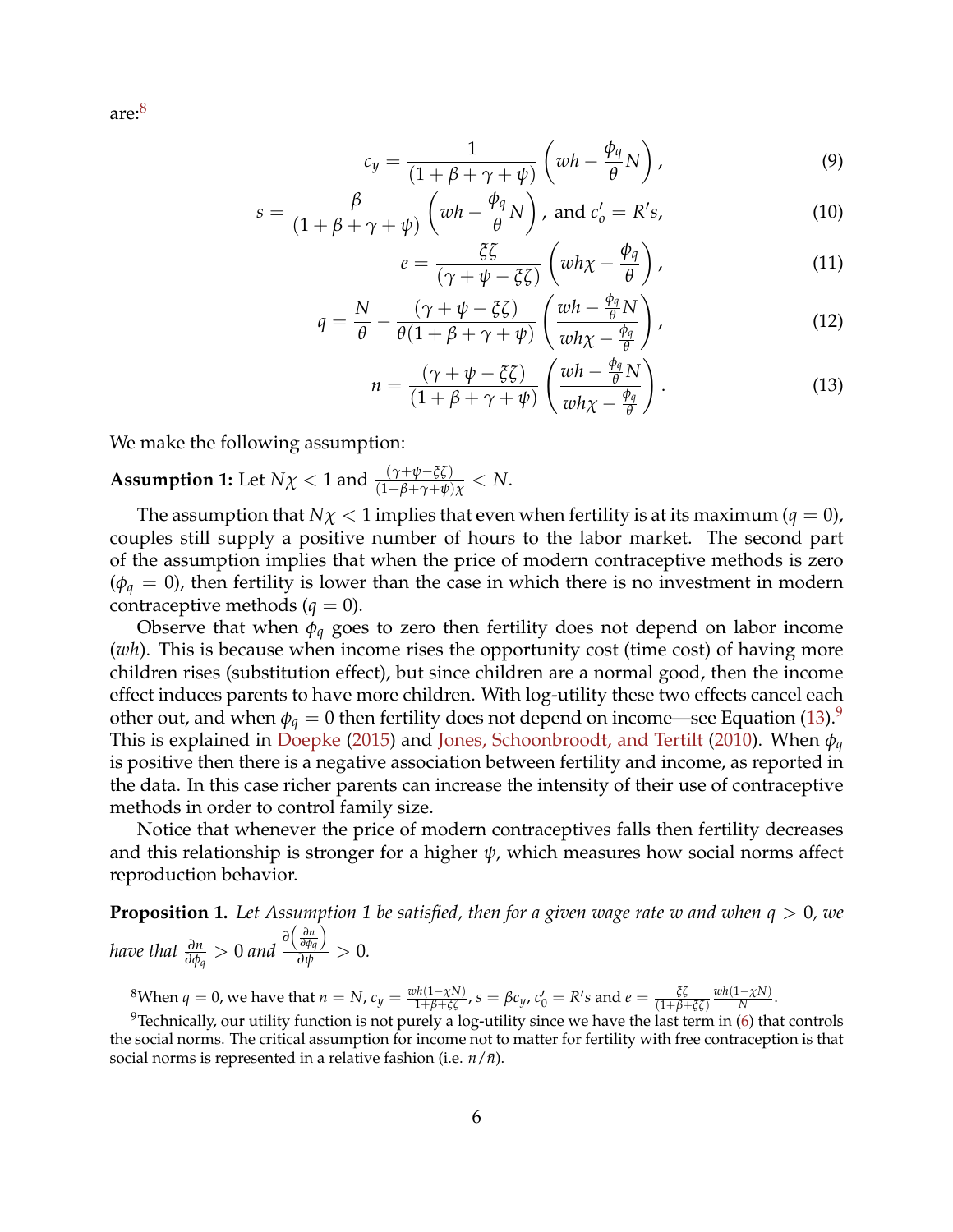are:[8]

$$c_y = \frac{1}{(1+\beta+\gamma+\psi)}\left(wh - \frac{\phi_q}{\theta}N\right), \tag{9}$$

$$s = \frac{\beta}{(1+\beta+\gamma+\psi)}\left(wh - \frac{\phi_q}{\theta}N\right), \text{ and } c'_o = R's, \tag{10}$$

$$e = \frac{\xi\zeta}{(\gamma+\psi-\xi\zeta)}\left(wh\chi - \frac{\phi_q}{\theta}\right), \tag{11}$$

$$q = \frac{N}{\theta} - \frac{(\gamma+\psi-\xi\zeta)}{\theta(1+\beta+\gamma+\psi)}\left(\frac{wh - \frac{\phi_q}{\theta}N}{wh\chi - \frac{\phi_q}{\theta}}\right), \tag{12}$$

$$n = \frac{(\gamma+\psi-\xi\zeta)}{(1+\beta+\gamma+\psi)}\left(\frac{wh - \frac{\phi_q}{\theta}N}{wh\chi - \frac{\phi_q}{\theta}}\right). \tag{13}$$

We make the following assumption:

**Assumption 1:** Let $N\chi < 1$ and $\frac{(\gamma+\psi-\xi\zeta)}{(1+\beta+\gamma+\psi)\chi} < N$.

The assumption that $N\chi < 1$ implies that even when fertility is at its maximum ($q = 0$), couples still supply a positive number of hours to the labor market. The second part of the assumption implies that when the price of modern contraceptive methods is zero ($\phi_q = 0$), then fertility is lower than the case in which there is no investment in modern contraceptive methods ($q = 0$).

Observe that when $\phi_q$ goes to zero then fertility does not depend on labor income ($wh$). This is because when income rises the opportunity cost (time cost) of having more children rises (substitution effect), but since children are a normal good, then the income effect induces parents to have more children. With log-utility these two effects cancel each other out, and when $\phi_q = 0$ then fertility does not depend on income—see Equation (13).[9] This is explained in Doepke (2015) and Jones, Schoonbroodt, and Tertilt (2010). When $\phi_q$ is positive then there is a negative association between fertility and income, as reported in the data. In this case richer parents can increase the intensity of their use of contraceptive methods in order to control family size.

Notice that whenever the price of modern contraceptives falls then fertility decreases and this relationship is stronger for a higher $\psi$, which measures how social norms affect reproduction behavior.

**Proposition 1.** *Let Assumption 1 be satisfied, then for a given wage rate $w$ and when $q > 0$, we have that $\frac{\partial n}{\partial \phi_q} > 0$ and $\frac{\partial\left(\frac{\partial n}{\partial \phi_q}\right)}{\partial \psi} > 0$.*

---

[8] When $q = 0$, we have that $n = N$, $c_y = \frac{wh(1-\chi N)}{1+\beta+\xi\zeta}$, $s = \beta c_y$, $c'_0 = R's$ and $e = \frac{\xi\zeta}{(1+\beta+\xi\zeta)}\frac{wh(1-\chi N)}{N}$.

[9] Technically, our utility function is not purely a log-utility since we have the last term in (6) that controls the social norms. The critical assumption for income not to matter for fertility with free contraception is that social norms is represented in a relative fashion (i.e. $n/\bar{n}$).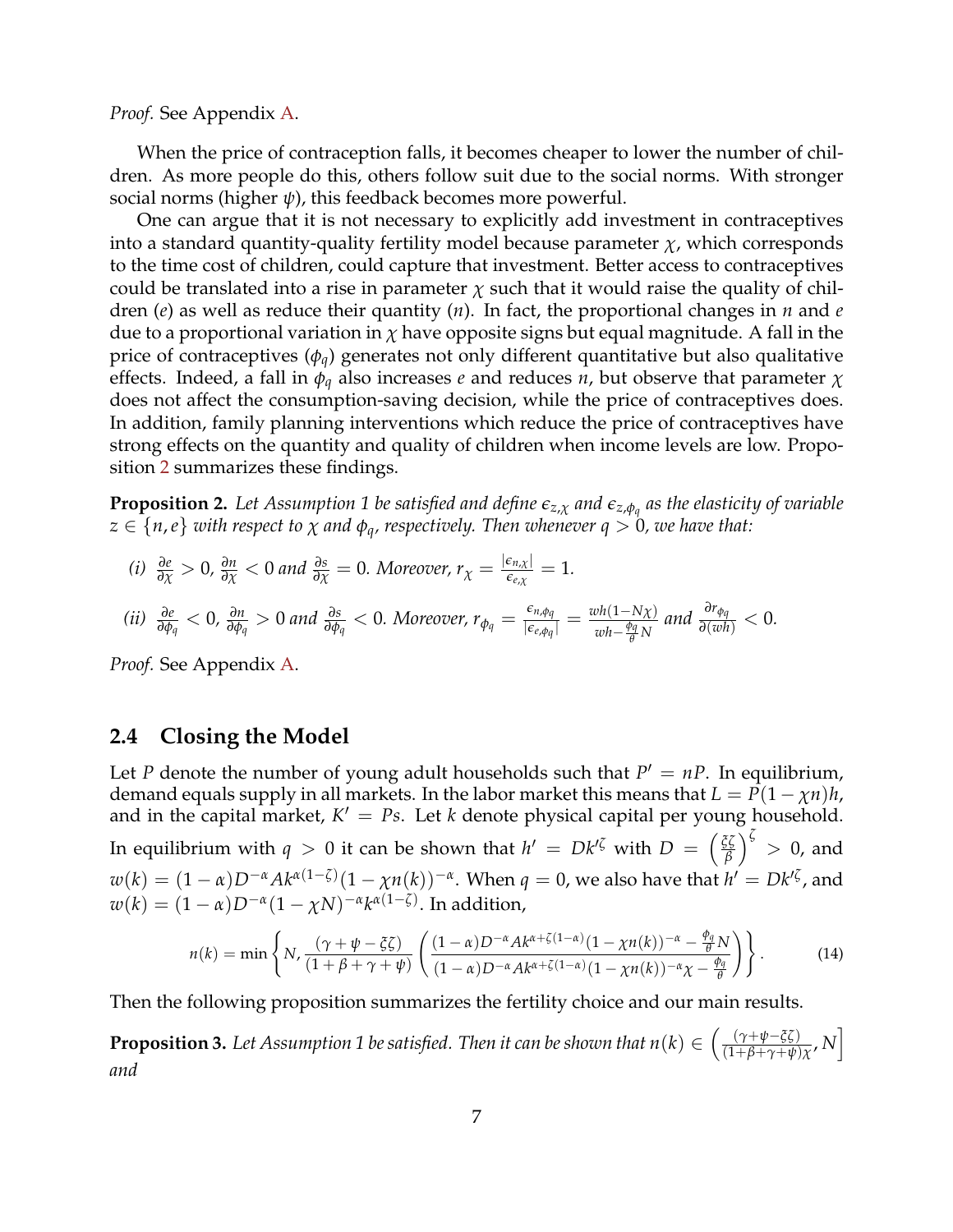*Proof.* See Appendix A.

When the price of contraception falls, it becomes cheaper to lower the number of children. As more people do this, others follow suit due to the social norms. With stronger social norms (higher $\psi$), this feedback becomes more powerful.

One can argue that it is not necessary to explicitly add investment in contraceptives into a standard quantity-quality fertility model because parameter $\chi$, which corresponds to the time cost of children, could capture that investment. Better access to contraceptives could be translated into a rise in parameter $\chi$ such that it would raise the quality of children ($e$) as well as reduce their quantity ($n$). In fact, the proportional changes in $n$ and $e$ due to a proportional variation in $\chi$ have opposite signs but equal magnitude. A fall in the price of contraceptives ($\phi_q$) generates not only different quantitative but also qualitative effects. Indeed, a fall in $\phi_q$ also increases $e$ and reduces $n$, but observe that parameter $\chi$ does not affect the consumption-saving decision, while the price of contraceptives does. In addition, family planning interventions which reduce the price of contraceptives have strong effects on the quantity and quality of children when income levels are low. Proposition 2 summarizes these findings.

**Proposition 2.** *Let Assumption 1 be satisfied and define $\epsilon_{z,\chi}$ and $\epsilon_{z,\phi_q}$ as the elasticity of variable $z \in \{n, e\}$ with respect to $\chi$ and $\phi_q$, respectively. Then whenever $q > 0$, we have that:*

*(i)* $\frac{\partial e}{\partial \chi} > 0$, $\frac{\partial n}{\partial \chi} < 0$ *and* $\frac{\partial s}{\partial \chi} = 0$. *Moreover,* $r_\chi = \frac{|\epsilon_{n,\chi}|}{\epsilon_{e,\chi}} = 1$.

*(ii)* $\frac{\partial e}{\partial \phi_q} < 0$, $\frac{\partial n}{\partial \phi_q} > 0$ *and* $\frac{\partial s}{\partial \phi_q} < 0$. *Moreover,* $r_{\phi_q} = \frac{\epsilon_{n,\phi_q}}{|\epsilon_{e,\phi_q}|} = \frac{wh(1-N\chi)}{wh - \frac{\phi_q}{\theta}N}$ *and* $\frac{\partial r_{\phi_q}}{\partial (wh)} < 0$.

*Proof.* See Appendix A.

## 2.4 Closing the Model

Let $P$ denote the number of young adult households such that $P' = nP$. In equilibrium, demand equals supply in all markets. In the labor market this means that $L = P(1 - \chi n)h$, and in the capital market, $K' = Ps$. Let $k$ denote physical capital per young household. In equilibrium with $q > 0$ it can be shown that $h' = Dk'^{\zeta}$ with $D = \left(\frac{\xi\zeta}{\beta}\right)^{\zeta} > 0$, and $w(k) = (1-\alpha)D^{-\alpha}Ak^{\alpha(1-\zeta)}(1-\chi n(k))^{-\alpha}$. When $q = 0$, we also have that $h' = Dk'^{\zeta}$, and $w(k) = (1-\alpha)D^{-\alpha}(1-\chi N)^{-\alpha}k^{\alpha(1-\zeta)}$. In addition,

$$n(k) = \min\left\{N, \frac{(\gamma+\psi-\xi\zeta)}{(1+\beta+\gamma+\psi)}\left(\frac{(1-\alpha)D^{-\alpha}Ak^{\alpha+\zeta(1-\alpha)}(1-\chi n(k))^{-\alpha} - \frac{\phi_q}{\theta}N}{(1-\alpha)D^{-\alpha}Ak^{\alpha+\zeta(1-\alpha)}(1-\chi n(k))^{-\alpha}\chi - \frac{\phi_q}{\theta}}\right)\right\}. \tag{14}$$

Then the following proposition summarizes the fertility choice and our main results.

**Proposition 3.** *Let Assumption 1 be satisfied. Then it can be shown that* $n(k) \in \left(\frac{(\gamma+\psi-\xi\zeta)}{(1+\beta+\gamma+\psi)\chi}, N\right]$ *and*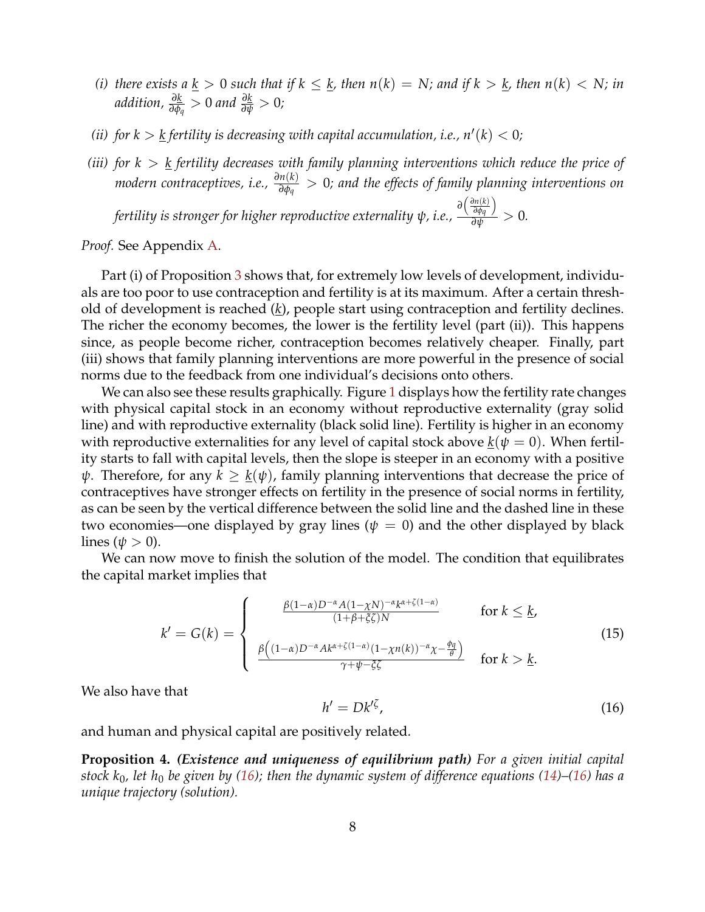*(i) there exists a $\underline{k} > 0$ such that if $k \leq \underline{k}$, then $n(k) = N$; and if $k > \underline{k}$, then $n(k) < N$; in addition, $\frac{\partial \underline{k}}{\partial \phi_q} > 0$ and $\frac{\partial \underline{k}}{\partial \psi} > 0$;*

*(ii) for $k > \underline{k}$ fertility is decreasing with capital accumulation, i.e., $n'(k) < 0$;*

*(iii) for $k > \underline{k}$ fertility decreases with family planning interventions which reduce the price of modern contraceptives, i.e., $\frac{\partial n(k)}{\partial \phi_q} > 0$; and the effects of family planning interventions on fertility is stronger for higher reproductive externality $\psi$, i.e., $\frac{\partial \left(\frac{\partial n(k)}{\partial \phi_q}\right)}{\partial \psi} > 0$.*

*Proof.* See Appendix A.

Part (i) of Proposition 3 shows that, for extremely low levels of development, individuals are too poor to use contraception and fertility is at its maximum. After a certain threshold of development is reached ($\underline{k}$), people start using contraception and fertility declines. The richer the economy becomes, the lower is the fertility level (part (ii)). This happens since, as people become richer, contraception becomes relatively cheaper. Finally, part (iii) shows that family planning interventions are more powerful in the presence of social norms due to the feedback from one individual's decisions onto others.

We can also see these results graphically. Figure 1 displays how the fertility rate changes with physical capital stock in an economy without reproductive externality (gray solid line) and with reproductive externality (black solid line). Fertility is higher in an economy with reproductive externalities for any level of capital stock above $\underline{k}(\psi = 0)$. When fertility starts to fall with capital levels, then the slope is steeper in an economy with a positive $\psi$. Therefore, for any $k \geq \underline{k}(\psi)$, family planning interventions that decrease the price of contraceptives have stronger effects on fertility in the presence of social norms in fertility, as can be seen by the vertical difference between the solid line and the dashed line in these two economies—one displayed by gray lines ($\psi = 0$) and the other displayed by black lines ($\psi > 0$).

We can now move to finish the solution of the model. The condition that equilibrates the capital market implies that

$$k' = G(k) = \begin{cases} \dfrac{\beta(1-\alpha)D^{-\alpha}A(1-\chi N)^{-\alpha}k^{\alpha+\zeta(1-\alpha)}}{(1+\beta+\xi\zeta)N} & \text{for } k \leq \underline{k}, \\[2ex] \dfrac{\beta\left((1-\alpha)D^{-\alpha}Ak^{\alpha+\zeta(1-\alpha)}(1-\chi n(k))^{-\alpha}\chi - \frac{\phi_q}{\theta}\right)}{\gamma+\psi-\xi\zeta} & \text{for } k > \underline{k}. \end{cases} \tag{15}$$

We also have that

$$h' = Dk'^{\zeta}, \tag{16}$$

and human and physical capital are positively related.

**Proposition 4.** ***(Existence and uniqueness of equilibrium path)*** *For a given initial capital stock $k_0$, let $h_0$ be given by (16); then the dynamic system of difference equations (14)–(16) has a unique trajectory (solution).*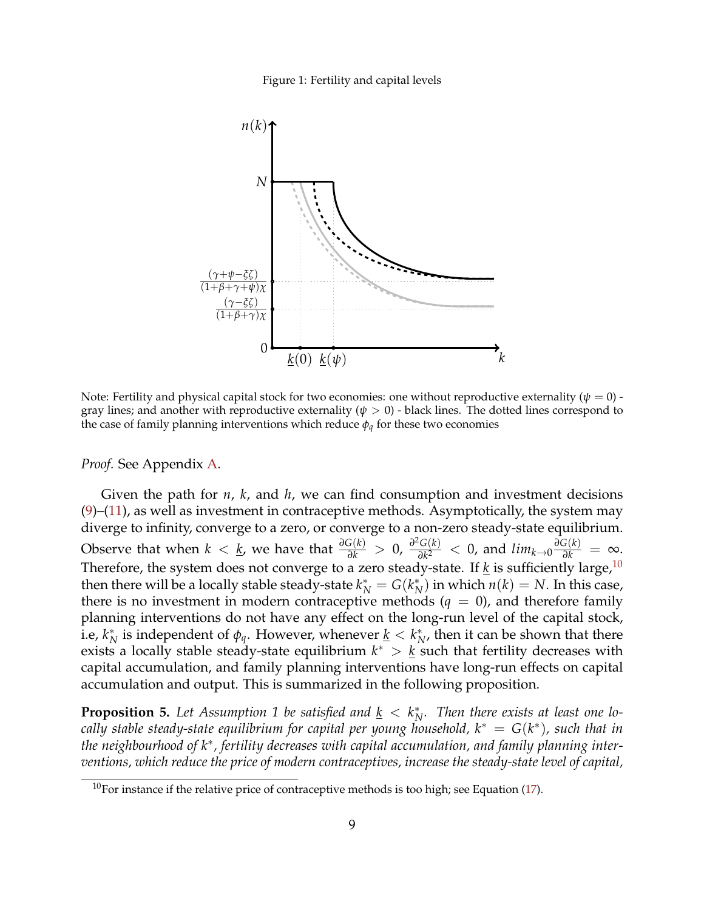Figure 1: Fertility and capital levels

Note: Fertility and physical capital stock for two economies: one without reproductive externality ($\psi = 0$) - gray lines; and another with reproductive externality ($\psi > 0$) - black lines. The dotted lines correspond to the case of family planning interventions which reduce $\phi_q$ for these two economies

*Proof.* See Appendix A.

Given the path for $n$, $k$, and $h$, we can find consumption and investment decisions (9)–(11), as well as investment in contraceptive methods. Asymptotically, the system may diverge to infinity, converge to a zero, or converge to a non-zero steady-state equilibrium. Observe that when $k < \underline{k}$, we have that $\frac{\partial G(k)}{\partial k} > 0$, $\frac{\partial^2 G(k)}{\partial k^2} < 0$, and $lim_{k \to 0} \frac{\partial G(k)}{\partial k} = \infty$. Therefore, the system does not converge to a zero steady-state. If $\underline{k}$ is sufficiently large,[10] then there will be a locally stable steady-state $k^*_N = G(k^*_N)$ in which $n(k) = N$. In this case, there is no investment in modern contraceptive methods ($q = 0$), and therefore family planning interventions do not have any effect on the long-run level of the capital stock, i.e, $k^*_N$ is independent of $\phi_q$. However, whenever $\underline{k} < k^*_N$, then it can be shown that there exists a locally stable steady-state equilibrium $k^* > \underline{k}$ such that fertility decreases with capital accumulation, and family planning interventions have long-run effects on capital accumulation and output. This is summarized in the following proposition.

**Proposition 5.** *Let Assumption 1 be satisfied and $\underline{k} < k^*_N$. Then there exists at least one locally stable steady-state equilibrium for capital per young household, $k^* = G(k^*)$, such that in the neighbourhood of $k^*$, fertility decreases with capital accumulation, and family planning interventions, which reduce the price of modern contraceptives, increase the steady-state level of capital,*

[10] For instance if the relative price of contraceptive methods is too high; see Equation (17).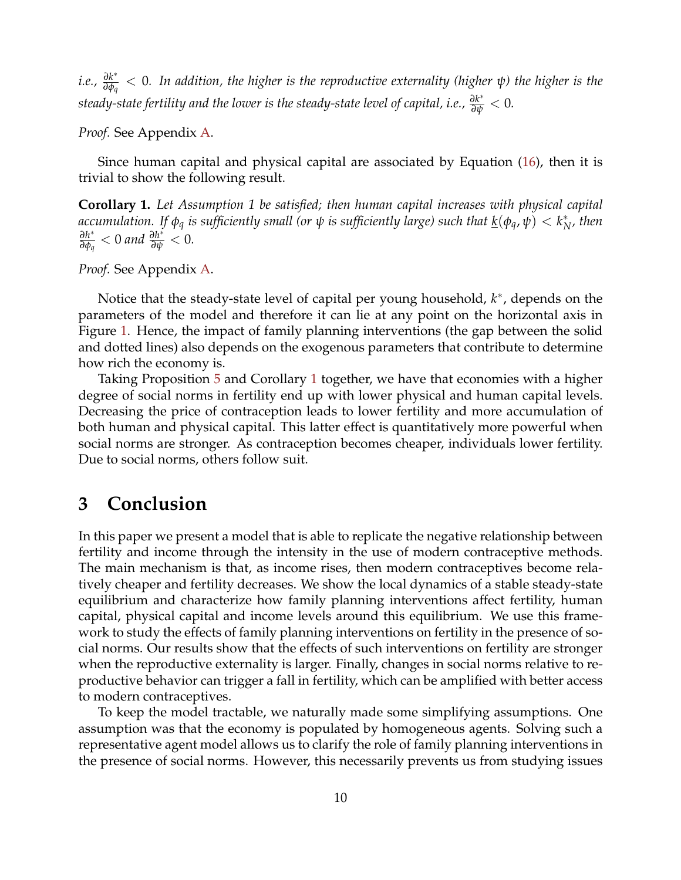*i.e.,* $\frac{\partial k^*}{\partial \phi_q} < 0$*. In addition, the higher is the reproductive externality (higher* $\psi$*) the higher is the steady-state fertility and the lower is the steady-state level of capital, i.e.,* $\frac{\partial k^*}{\partial \psi} < 0$*.*

*Proof.* See Appendix A.

Since human capital and physical capital are associated by Equation (16), then it is trivial to show the following result.

**Corollary 1.** *Let Assumption 1 be satisfied; then human capital increases with physical capital accumulation. If* $\phi_q$ *is sufficiently small (or* $\psi$ *is sufficiently large) such that* $\underline{k}(\phi_q, \psi) < k_N^*$*, then* $\frac{\partial h^*}{\partial \phi_q} < 0$ *and* $\frac{\partial h^*}{\partial \psi} < 0$*.*

*Proof.* See Appendix A.

Notice that the steady-state level of capital per young household, $k^*$, depends on the parameters of the model and therefore it can lie at any point on the horizontal axis in Figure 1. Hence, the impact of family planning interventions (the gap between the solid and dotted lines) also depends on the exogenous parameters that contribute to determine how rich the economy is.

Taking Proposition 5 and Corollary 1 together, we have that economies with a higher degree of social norms in fertility end up with lower physical and human capital levels. Decreasing the price of contraception leads to lower fertility and more accumulation of both human and physical capital. This latter effect is quantitatively more powerful when social norms are stronger. As contraception becomes cheaper, individuals lower fertility. Due to social norms, others follow suit.

# 3 Conclusion

In this paper we present a model that is able to replicate the negative relationship between fertility and income through the intensity in the use of modern contraceptive methods. The main mechanism is that, as income rises, then modern contraceptives become relatively cheaper and fertility decreases. We show the local dynamics of a stable steady-state equilibrium and characterize how family planning interventions affect fertility, human capital, physical capital and income levels around this equilibrium. We use this framework to study the effects of family planning interventions on fertility in the presence of social norms. Our results show that the effects of such interventions on fertility are stronger when the reproductive externality is larger. Finally, changes in social norms relative to reproductive behavior can trigger a fall in fertility, which can be amplified with better access to modern contraceptives.

To keep the model tractable, we naturally made some simplifying assumptions. One assumption was that the economy is populated by homogeneous agents. Solving such a representative agent model allows us to clarify the role of family planning interventions in the presence of social norms. However, this necessarily prevents us from studying issues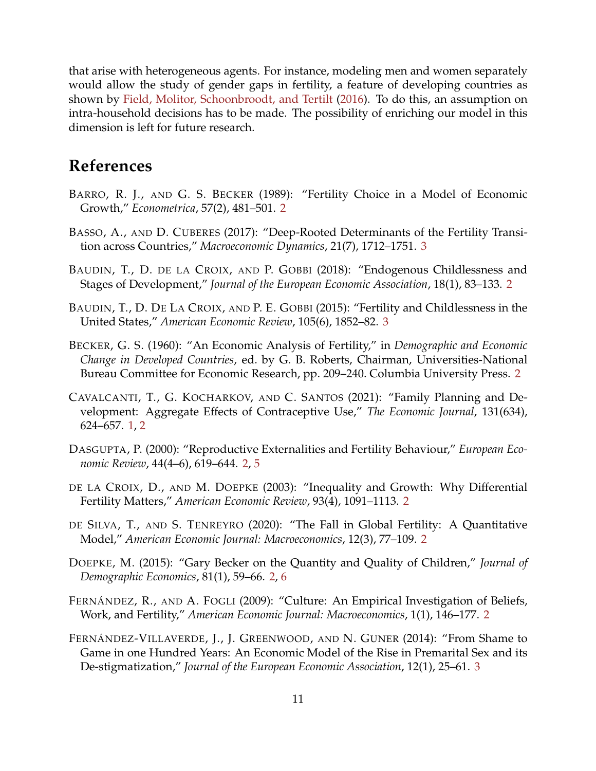that arise with heterogeneous agents. For instance, modeling men and women separately would allow the study of gender gaps in fertility, a feature of developing countries as shown by Field, Molitor, Schoonbroodt, and Tertilt (2016). To do this, an assumption on intra-household decisions has to be made. The possibility of enriching our model in this dimension is left for future research.

## References

BARRO, R. J., AND G. S. BECKER (1989): "Fertility Choice in a Model of Economic Growth," *Econometrica*, 57(2), 481–501. 2

BASSO, A., AND D. CUBERES (2017): "Deep-Rooted Determinants of the Fertility Transition across Countries," *Macroeconomic Dynamics*, 21(7), 1712–1751. 3

BAUDIN, T., D. DE LA CROIX, AND P. GOBBI (2018): "Endogenous Childlessness and Stages of Development," *Journal of the European Economic Association*, 18(1), 83–133. 2

BAUDIN, T., D. DE LA CROIX, AND P. E. GOBBI (2015): "Fertility and Childlessness in the United States," *American Economic Review*, 105(6), 1852–82. 3

BECKER, G. S. (1960): "An Economic Analysis of Fertility," in *Demographic and Economic Change in Developed Countries*, ed. by G. B. Roberts, Chairman, Universities-National Bureau Committee for Economic Research, pp. 209–240. Columbia University Press. 2

CAVALCANTI, T., G. KOCHARKOV, AND C. SANTOS (2021): "Family Planning and Development: Aggregate Effects of Contraceptive Use," *The Economic Journal*, 131(634), 624–657. 1, 2

DASGUPTA, P. (2000): "Reproductive Externalities and Fertility Behaviour," *European Economic Review*, 44(4–6), 619–644. 2, 5

DE LA CROIX, D., AND M. DOEPKE (2003): "Inequality and Growth: Why Differential Fertility Matters," *American Economic Review*, 93(4), 1091–1113. 2

DE SILVA, T., AND S. TENREYRO (2020): "The Fall in Global Fertility: A Quantitative Model," *American Economic Journal: Macroeconomics*, 12(3), 77–109. 2

DOEPKE, M. (2015): "Gary Becker on the Quantity and Quality of Children," *Journal of Demographic Economics*, 81(1), 59–66. 2, 6

FERNÁNDEZ, R., AND A. FOGLI (2009): "Culture: An Empirical Investigation of Beliefs, Work, and Fertility," *American Economic Journal: Macroeconomics*, 1(1), 146–177. 2

FERNÁNDEZ-VILLAVERDE, J., J. GREENWOOD, AND N. GUNER (2014): "From Shame to Game in one Hundred Years: An Economic Model of the Rise in Premarital Sex and its De-stigmatization," *Journal of the European Economic Association*, 12(1), 25–61. 3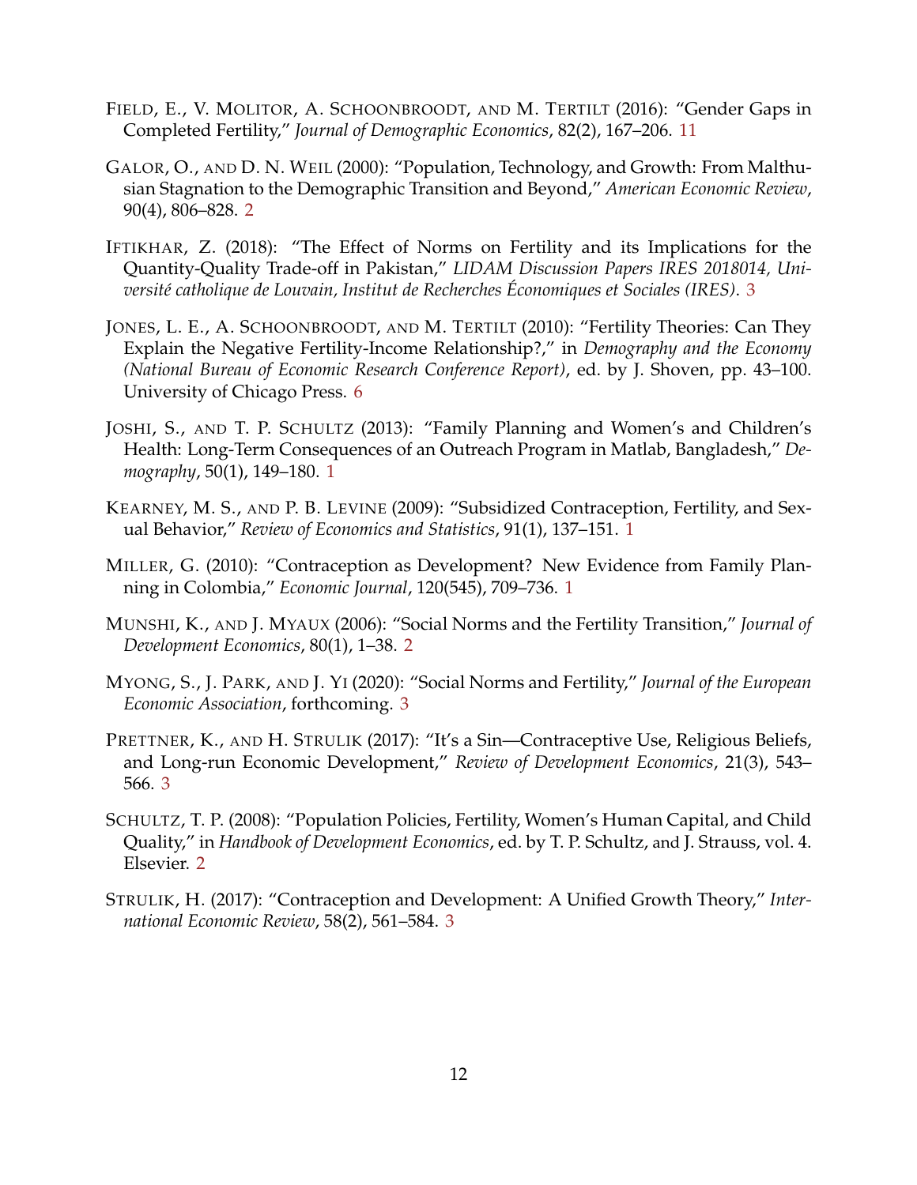Field, E., V. Molitor, A. Schoonbroodt, and M. Tertilt (2016): "Gender Gaps in Completed Fertility," *Journal of Demographic Economics*, 82(2), 167–206. 11

Galor, O., and D. N. Weil (2000): "Population, Technology, and Growth: From Malthusian Stagnation to the Demographic Transition and Beyond," *American Economic Review*, 90(4), 806–828. 2

Iftikhar, Z. (2018): "The Effect of Norms on Fertility and its Implications for the Quantity-Quality Trade-off in Pakistan," *LIDAM Discussion Papers IRES 2018014, Université catholique de Louvain, Institut de Recherches Économiques et Sociales (IRES)*. 3

Jones, L. E., A. Schoonbroodt, and M. Tertilt (2010): "Fertility Theories: Can They Explain the Negative Fertility-Income Relationship?," in *Demography and the Economy (National Bureau of Economic Research Conference Report)*, ed. by J. Shoven, pp. 43–100. University of Chicago Press. 6

Joshi, S., and T. P. Schultz (2013): "Family Planning and Women's and Children's Health: Long-Term Consequences of an Outreach Program in Matlab, Bangladesh," *Demography*, 50(1), 149–180. 1

Kearney, M. S., and P. B. Levine (2009): "Subsidized Contraception, Fertility, and Sexual Behavior," *Review of Economics and Statistics*, 91(1), 137–151. 1

Miller, G. (2010): "Contraception as Development? New Evidence from Family Planning in Colombia," *Economic Journal*, 120(545), 709–736. 1

Munshi, K., and J. Myaux (2006): "Social Norms and the Fertility Transition," *Journal of Development Economics*, 80(1), 1–38. 2

Myong, S., J. Park, and J. Yi (2020): "Social Norms and Fertility," *Journal of the European Economic Association*, forthcoming. 3

Prettner, K., and H. Strulik (2017): "It's a Sin—Contraceptive Use, Religious Beliefs, and Long-run Economic Development," *Review of Development Economics*, 21(3), 543–566. 3

Schultz, T. P. (2008): "Population Policies, Fertility, Women's Human Capital, and Child Quality," in *Handbook of Development Economics*, ed. by T. P. Schultz, and J. Strauss, vol. 4. Elsevier. 2

Strulik, H. (2017): "Contraception and Development: A Unified Growth Theory," *International Economic Review*, 58(2), 561–584. 3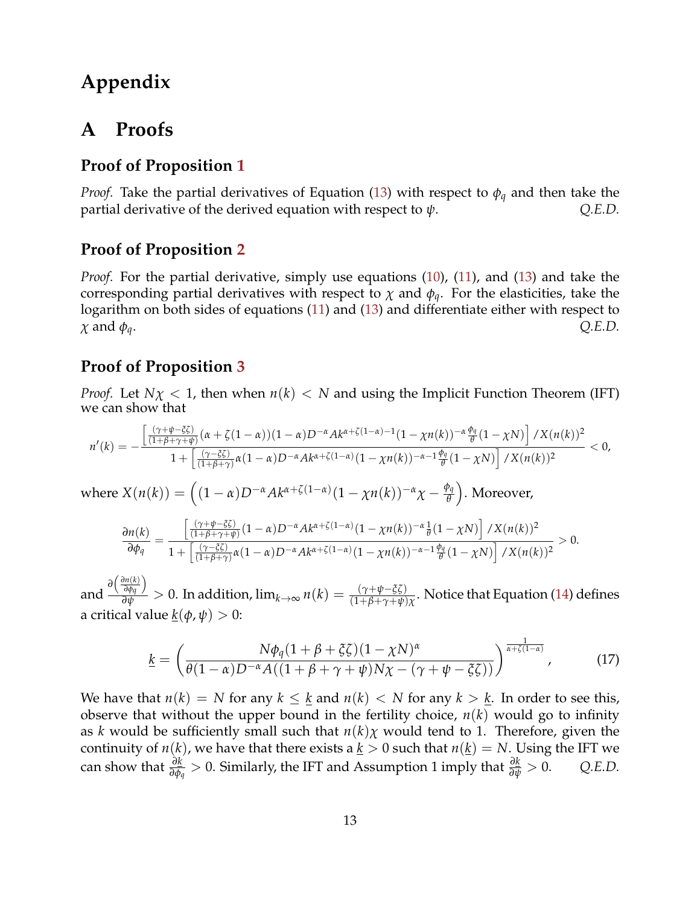# Appendix

## A Proofs

### Proof of Proposition 1

*Proof.* Take the partial derivatives of Equation (13) with respect to $\phi_q$ and then take the partial derivative of the derived equation with respect to $\psi$. *Q.E.D.*

### Proof of Proposition 2

*Proof.* For the partial derivative, simply use equations (10), (11), and (13) and take the corresponding partial derivatives with respect to $\chi$ and $\phi_q$. For the elasticities, take the logarithm on both sides of equations (11) and (13) and differentiate either with respect to $\chi$ and $\phi_q$. *Q.E.D.*

### Proof of Proposition 3

*Proof.* Let $N\chi < 1$, then when $n(k) < N$ and using the Implicit Function Theorem (IFT) we can show that

$$n'(k) = -\frac{\left[\frac{(\gamma+\psi-\xi\zeta)}{(1+\beta+\gamma+\psi)}(\alpha+\zeta(1-\alpha))(1-\alpha)D^{-\alpha}Ak^{\alpha+\zeta(1-\alpha)-1}(1-\chi n(k))^{-\alpha}\frac{\phi_q}{\theta}(1-\chi N)\right]/X(n(k))^2}{1+\left[\frac{(\gamma-\xi\zeta)}{(1+\beta+\gamma)}\alpha(1-\alpha)D^{-\alpha}Ak^{\alpha+\zeta(1-\alpha)}(1-\chi n(k))^{-\alpha-1}\frac{\phi_q}{\theta}(1-\chi N)\right]/X(n(k))^2} < 0,$$

where $X(n(k)) = \left((1-\alpha)D^{-\alpha}Ak^{\alpha+\zeta(1-\alpha)}(1-\chi n(k))^{-\alpha}\chi - \frac{\phi_q}{\theta}\right)$. Moreover,

$$\frac{\partial n(k)}{\partial \phi_q} = \frac{\left[\frac{(\gamma+\psi-\xi\zeta)}{(1+\beta+\gamma+\psi)}(1-\alpha)D^{-\alpha}Ak^{\alpha+\zeta(1-\alpha)}(1-\chi n(k))^{-\alpha}\frac{1}{\theta}(1-\chi N)\right]/X(n(k))^2}{1+\left[\frac{(\gamma-\xi\zeta)}{(1+\beta+\gamma)}\alpha(1-\alpha)D^{-\alpha}Ak^{\alpha+\zeta(1-\alpha)}(1-\chi n(k))^{-\alpha-1}\frac{\phi_q}{\theta}(1-\chi N)\right]/X(n(k))^2} > 0.$$

and $\frac{\partial\left(\frac{\partial n(k)}{\partial \phi_q}\right)}{\partial \psi} > 0$. In addition, $\lim_{k\to\infty} n(k) = \frac{(\gamma+\psi-\xi\zeta)}{(1+\beta+\gamma+\psi)\chi}$. Notice that Equation (14) defines a critical value $\underline{k}(\phi,\psi) > 0$:

$$\underline{k} = \left(\frac{N\phi_q(1+\beta+\xi\zeta)(1-\chi N)^{\alpha}}{\theta(1-\alpha)D^{-\alpha}A((1+\beta+\gamma+\psi)N\chi-(\gamma+\psi-\xi\zeta))}\right)^{\frac{1}{\alpha+\zeta(1-\alpha)}}, \tag{17}$$

We have that $n(k) = N$ for any $k \le \underline{k}$ and $n(k) < N$ for any $k > \underline{k}$. In order to see this, observe that without the upper bound in the fertility choice, $n(k)$ would go to infinity as $k$ would be sufficiently small such that $n(k)\chi$ would tend to 1. Therefore, given the continuity of $n(k)$, we have that there exists a $\underline{k} > 0$ such that $n(\underline{k}) = N$. Using the IFT we can show that $\frac{\partial \underline{k}}{\partial \phi_q} > 0$. Similarly, the IFT and Assumption 1 imply that $\frac{\partial \underline{k}}{\partial \psi} > 0$. *Q.E.D.*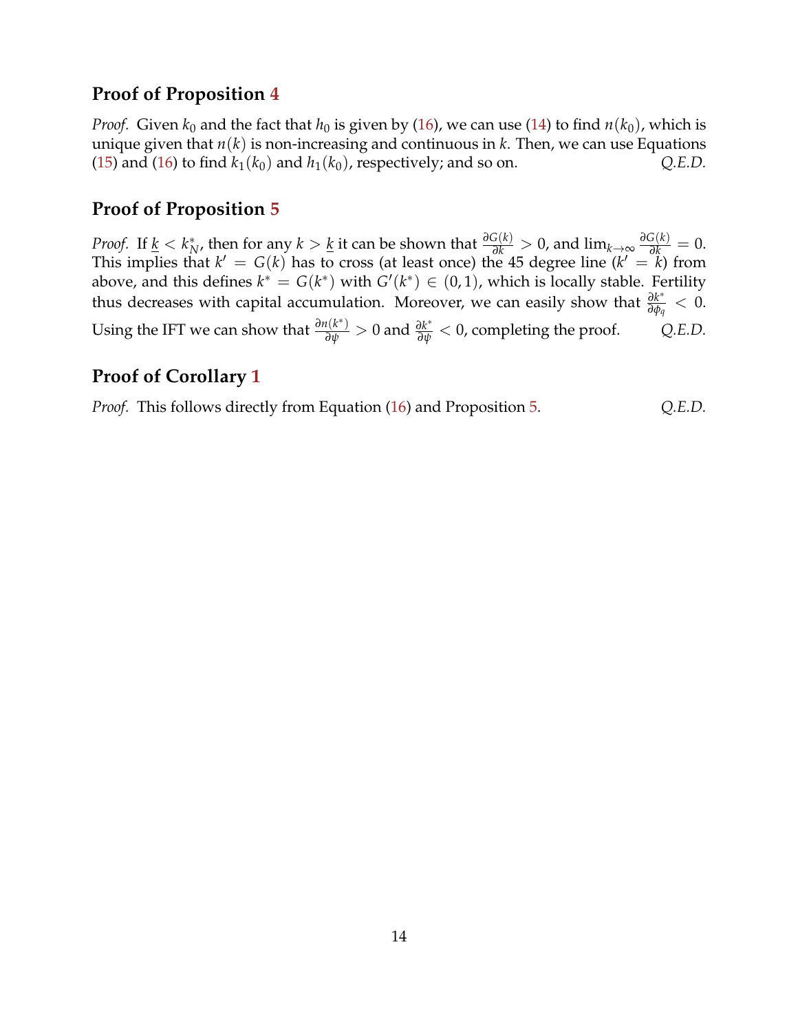### Proof of Proposition 4

*Proof.* Given $k_0$ and the fact that $h_0$ is given by (16), we can use (14) to find $n(k_0)$, which is unique given that $n(k)$ is non-increasing and continuous in $k$. Then, we can use Equations (15) and (16) to find $k_1(k_0)$ and $h_1(k_0)$, respectively; and so on. *Q.E.D.*

### Proof of Proposition 5

*Proof.* If $\underline{k} < k_N^*$, then for any $k > \underline{k}$ it can be shown that $\frac{\partial G(k)}{\partial k} > 0$, and $\lim_{k \to \infty} \frac{\partial G(k)}{\partial k} = 0$. This implies that $k' = G(k)$ has to cross (at least once) the 45 degree line ($k' = k$) from above, and this defines $k^* = G(k^*)$ with $G'(k^*) \in (0, 1)$, which is locally stable. Fertility thus decreases with capital accumulation. Moreover, we can easily show that $\frac{\partial k^*}{\partial \phi_q} < 0$. Using the IFT we can show that $\frac{\partial n(k^*)}{\partial \psi} > 0$ and $\frac{\partial k^*}{\partial \psi} < 0$, completing the proof. *Q.E.D.*

### Proof of Corollary 1

*Proof.* This follows directly from Equation (16) and Proposition 5. *Q.E.D.*